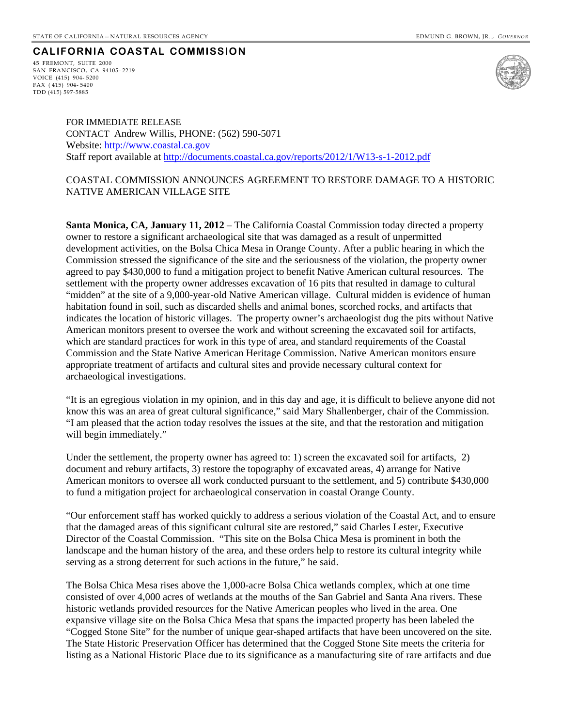STATE OF CALIFORNIA – NATURAL RESOURCES AGENCY

EDMUND G. BROWN, JR.., *GOVERNOR*

# CALIFORNIA COASTAL COMMISSION

45 FREMONT, SUITE 2000
SAN FRANCISCO, CA 94105- 2219
VOICE (415) 904- 5200
FAX ( 415) 904- 5400
TDD (415) 597-5885

FOR IMMEDIATE RELEASE
CONTACT Andrew Willis, PHONE: (562) 590-5071
Website: http://www.coastal.ca.gov
Staff report available at http://documents.coastal.ca.gov/reports/2012/1/W13-s-1-2012.pdf

## COASTAL COMMISSION ANNOUNCES AGREEMENT TO RESTORE DAMAGE TO A HISTORIC NATIVE AMERICAN VILLAGE SITE

**Santa Monica, CA, January 11, 2012** – The California Coastal Commission today directed a property owner to restore a significant archaeological site that was damaged as a result of unpermitted development activities, on the Bolsa Chica Mesa in Orange County. After a public hearing in which the Commission stressed the significance of the site and the seriousness of the violation, the property owner agreed to pay $430,000 to fund a mitigation project to benefit Native American cultural resources. The settlement with the property owner addresses excavation of 16 pits that resulted in damage to cultural "midden" at the site of a 9,000-year-old Native American village. Cultural midden is evidence of human habitation found in soil, such as discarded shells and animal bones, scorched rocks, and artifacts that indicates the location of historic villages. The property owner's archaeologist dug the pits without Native American monitors present to oversee the work and without screening the excavated soil for artifacts, which are standard practices for work in this type of area, and standard requirements of the Coastal Commission and the State Native American Heritage Commission. Native American monitors ensure appropriate treatment of artifacts and cultural sites and provide necessary cultural context for archaeological investigations.

"It is an egregious violation in my opinion, and in this day and age, it is difficult to believe anyone did not know this was an area of great cultural significance," said Mary Shallenberger, chair of the Commission. "I am pleased that the action today resolves the issues at the site, and that the restoration and mitigation will begin immediately."

Under the settlement, the property owner has agreed to: 1) screen the excavated soil for artifacts, 2) document and rebury artifacts, 3) restore the topography of excavated areas, 4) arrange for Native American monitors to oversee all work conducted pursuant to the settlement, and 5) contribute $430,000 to fund a mitigation project for archaeological conservation in coastal Orange County.

"Our enforcement staff has worked quickly to address a serious violation of the Coastal Act, and to ensure that the damaged areas of this significant cultural site are restored," said Charles Lester, Executive Director of the Coastal Commission. "This site on the Bolsa Chica Mesa is prominent in both the landscape and the human history of the area, and these orders help to restore its cultural integrity while serving as a strong deterrent for such actions in the future," he said.

The Bolsa Chica Mesa rises above the 1,000-acre Bolsa Chica wetlands complex, which at one time consisted of over 4,000 acres of wetlands at the mouths of the San Gabriel and Santa Ana rivers. These historic wetlands provided resources for the Native American peoples who lived in the area. One expansive village site on the Bolsa Chica Mesa that spans the impacted property has been labeled the "Cogged Stone Site" for the number of unique gear-shaped artifacts that have been uncovered on the site. The State Historic Preservation Officer has determined that the Cogged Stone Site meets the criteria for listing as a National Historic Place due to its significance as a manufacturing site of rare artifacts and due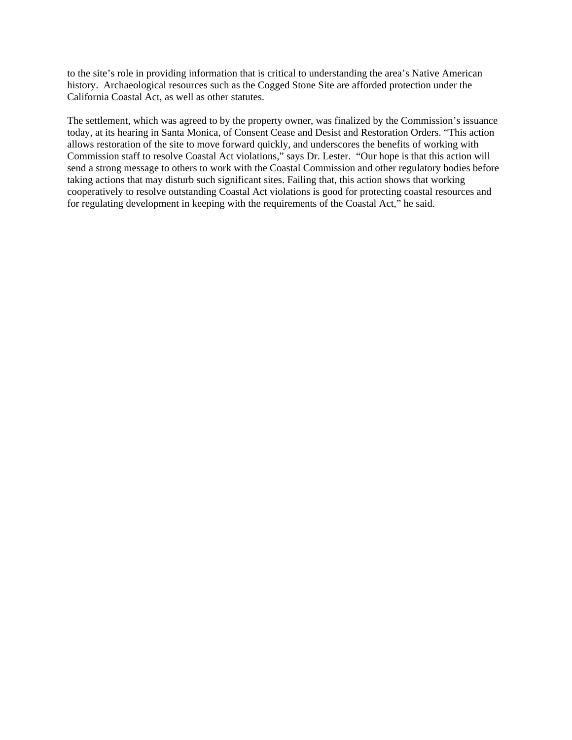to the site's role in providing information that is critical to understanding the area's Native American history. Archaeological resources such as the Cogged Stone Site are afforded protection under the California Coastal Act, as well as other statutes.

The settlement, which was agreed to by the property owner, was finalized by the Commission's issuance today, at its hearing in Santa Monica, of Consent Cease and Desist and Restoration Orders. "This action allows restoration of the site to move forward quickly, and underscores the benefits of working with Commission staff to resolve Coastal Act violations," says Dr. Lester. "Our hope is that this action will send a strong message to others to work with the Coastal Commission and other regulatory bodies before taking actions that may disturb such significant sites. Failing that, this action shows that working cooperatively to resolve outstanding Coastal Act violations is good for protecting coastal resources and for regulating development in keeping with the requirements of the Coastal Act," he said.